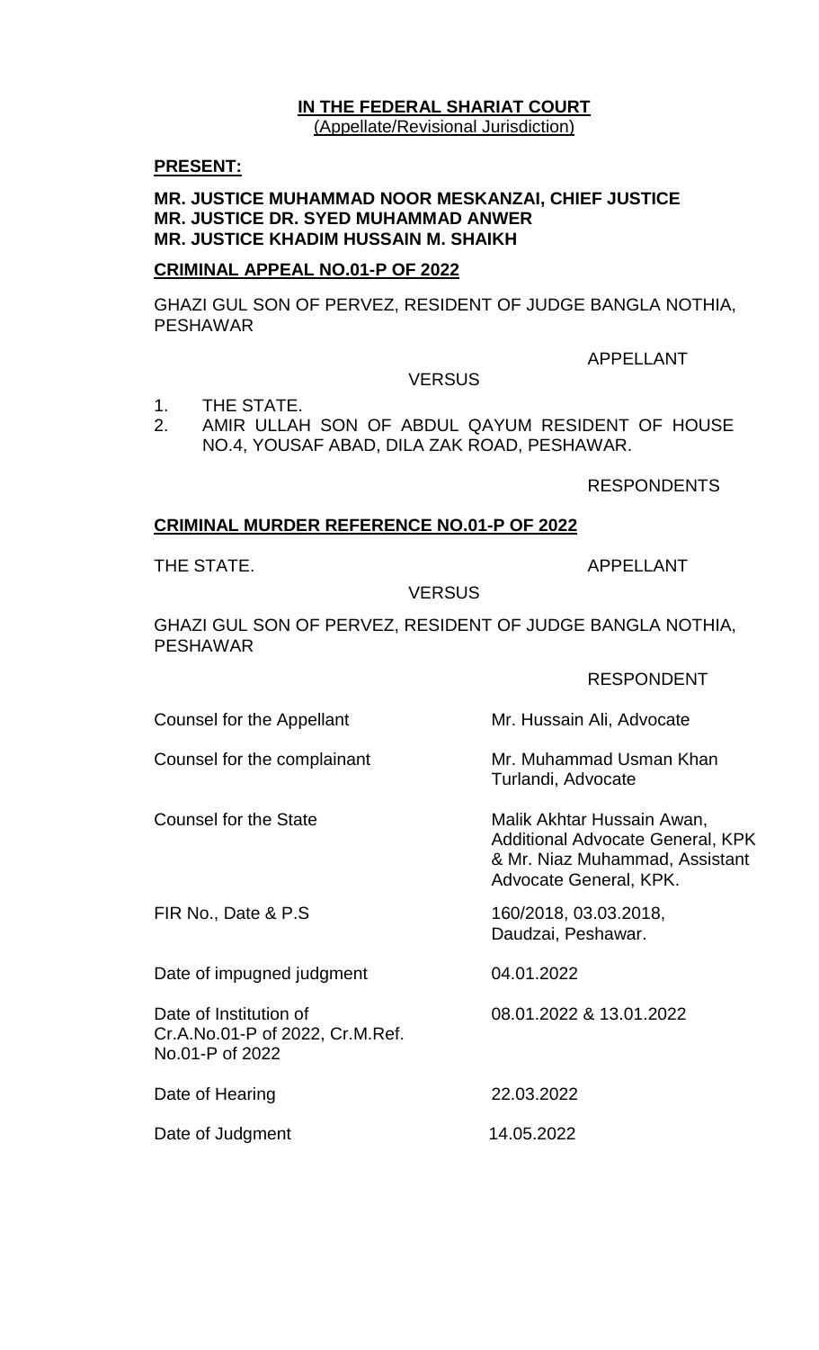**IN THE FEDERAL SHARIAT COURT**
(Appellate/Revisional Jurisdiction)

**PRESENT:**

**MR. JUSTICE MUHAMMAD NOOR MESKANZAI, CHIEF JUSTICE**
**MR. JUSTICE DR. SYED MUHAMMAD ANWER**
**MR. JUSTICE KHADIM HUSSAIN M. SHAIKH**

**CRIMINAL APPEAL NO.01-P OF 2022**

GHAZI GUL SON OF PERVEZ, RESIDENT OF JUDGE BANGLA NOTHIA, PESHAWAR

APPELLANT

VERSUS

1. THE STATE.
2. AMIR ULLAH SON OF ABDUL QAYUM RESIDENT OF HOUSE NO.4, YOUSAF ABAD, DILA ZAK ROAD, PESHAWAR.

RESPONDENTS

**CRIMINAL MURDER REFERENCE NO.01-P OF 2022**

THE STATE. APPELLANT

VERSUS

GHAZI GUL SON OF PERVEZ, RESIDENT OF JUDGE BANGLA NOTHIA, PESHAWAR

RESPONDENT

| | |
|---|---|
| Counsel for the Appellant | Mr. Hussain Ali, Advocate |
| Counsel for the complainant | Mr. Muhammad Usman Khan Turlandi, Advocate |
| Counsel for the State | Malik Akhtar Hussain Awan, Additional Advocate General, KPK & Mr. Niaz Muhammad, Assistant Advocate General, KPK. |
| FIR No., Date & P.S | 160/2018, 03.03.2018, Daudzai, Peshawar. |
| Date of impugned judgment | 04.01.2022 |
| Date of Institution of Cr.A.No.01-P of 2022, Cr.M.Ref. No.01-P of 2022 | 08.01.2022 & 13.01.2022 |
| Date of Hearing | 22.03.2022 |
| Date of Judgment | 14.05.2022 |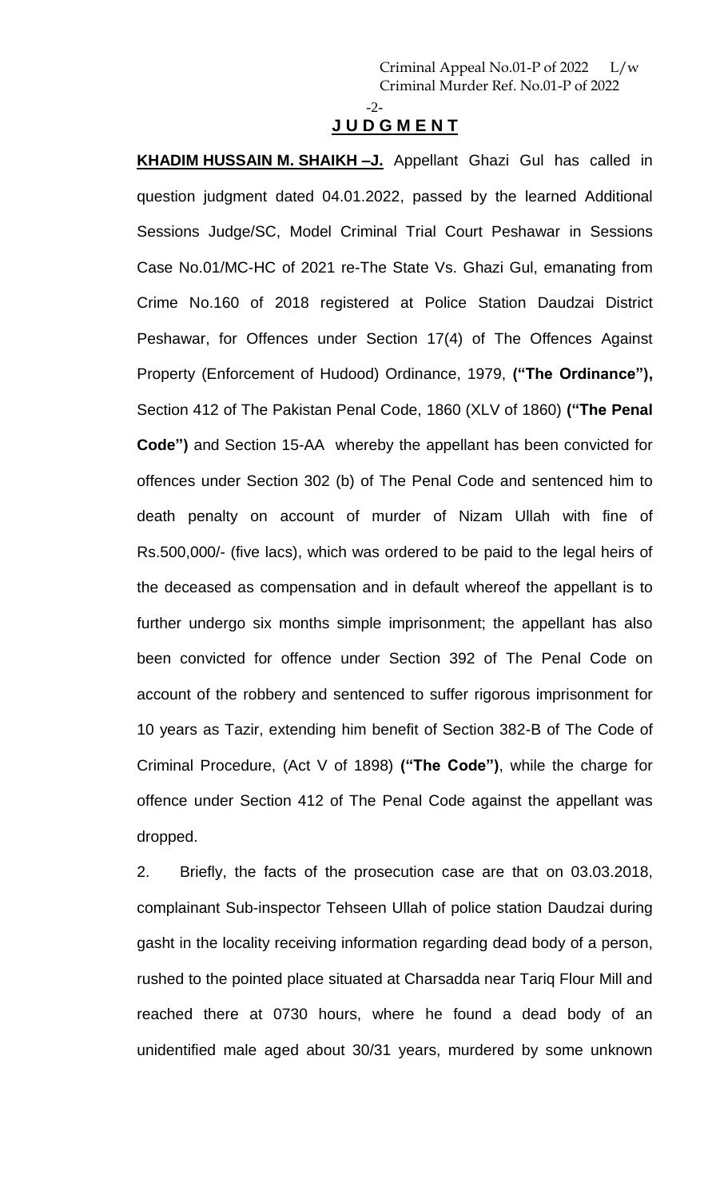## J U D G M E N T

**KHADIM HUSSAIN M. SHAIKH –J.** Appellant Ghazi Gul has called in question judgment dated 04.01.2022, passed by the learned Additional Sessions Judge/SC, Model Criminal Trial Court Peshawar in Sessions Case No.01/MC-HC of 2021 re-The State Vs. Ghazi Gul, emanating from Crime No.160 of 2018 registered at Police Station Daudzai District Peshawar, for Offences under Section 17(4) of The Offences Against Property (Enforcement of Hudood) Ordinance, 1979, **("The Ordinance"),** Section 412 of The Pakistan Penal Code, 1860 (XLV of 1860) **("The Penal Code")** and Section 15-AA whereby the appellant has been convicted for offences under Section 302 (b) of The Penal Code and sentenced him to death penalty on account of murder of Nizam Ullah with fine of Rs.500,000/- (five lacs), which was ordered to be paid to the legal heirs of the deceased as compensation and in default whereof the appellant is to further undergo six months simple imprisonment; the appellant has also been convicted for offence under Section 392 of The Penal Code on account of the robbery and sentenced to suffer rigorous imprisonment for 10 years as Tazir, extending him benefit of Section 382-B of The Code of Criminal Procedure, (Act V of 1898) **("The Code")**, while the charge for offence under Section 412 of The Penal Code against the appellant was dropped.

2. Briefly, the facts of the prosecution case are that on 03.03.2018, complainant Sub-inspector Tehseen Ullah of police station Daudzai during gasht in the locality receiving information regarding dead body of a person, rushed to the pointed place situated at Charsadda near Tariq Flour Mill and reached there at 0730 hours, where he found a dead body of an unidentified male aged about 30/31 years, murdered by some unknown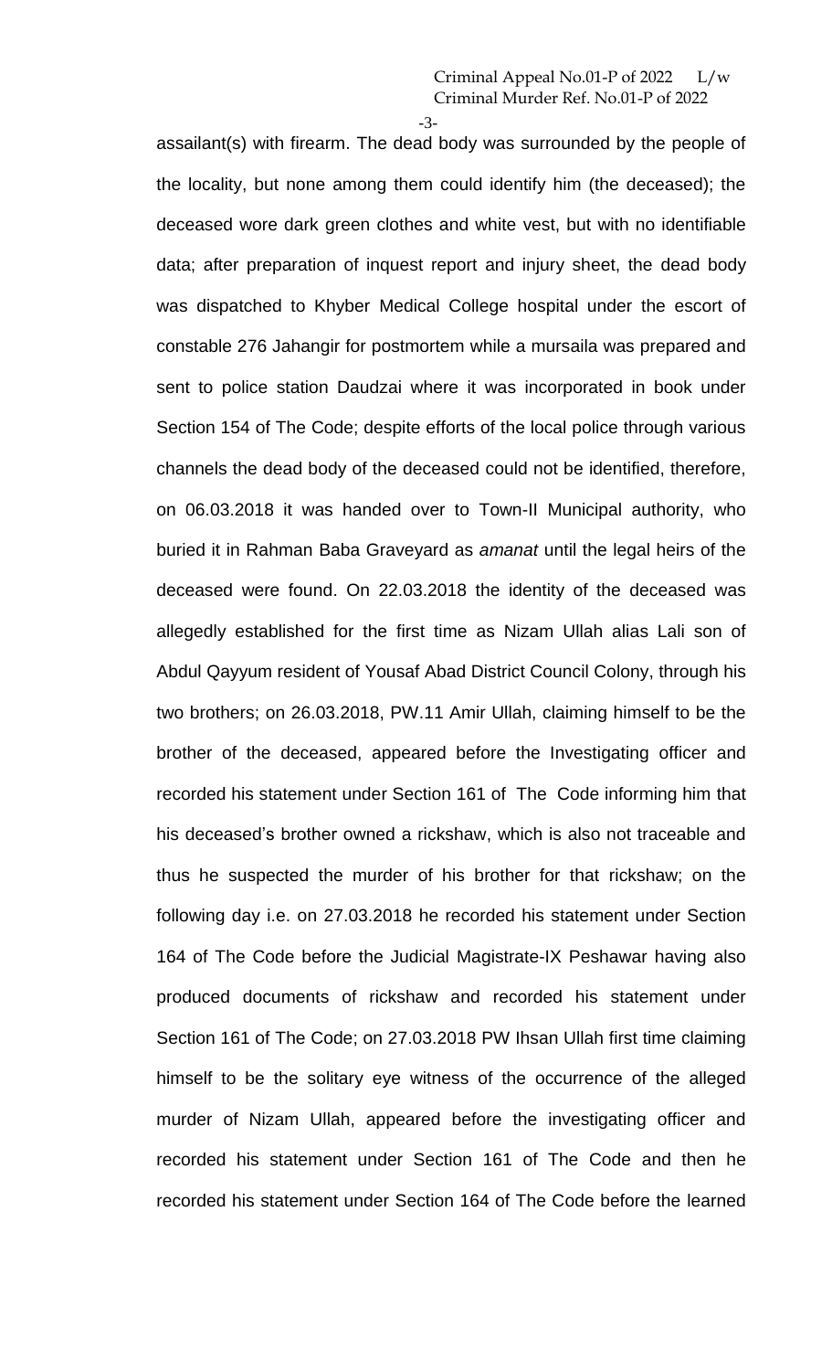assailant(s) with firearm. The dead body was surrounded by the people of the locality, but none among them could identify him (the deceased); the deceased wore dark green clothes and white vest, but with no identifiable data; after preparation of inquest report and injury sheet, the dead body was dispatched to Khyber Medical College hospital under the escort of constable 276 Jahangir for postmortem while a mursaila was prepared and sent to police station Daudzai where it was incorporated in book under Section 154 of The Code; despite efforts of the local police through various channels the dead body of the deceased could not be identified, therefore, on 06.03.2018 it was handed over to Town-II Municipal authority, who buried it in Rahman Baba Graveyard as *amanat* until the legal heirs of the deceased were found. On 22.03.2018 the identity of the deceased was allegedly established for the first time as Nizam Ullah alias Lali son of Abdul Qayyum resident of Yousaf Abad District Council Colony, through his two brothers; on 26.03.2018, PW.11 Amir Ullah, claiming himself to be the brother of the deceased, appeared before the Investigating officer and recorded his statement under Section 161 of The Code informing him that his deceased's brother owned a rickshaw, which is also not traceable and thus he suspected the murder of his brother for that rickshaw; on the following day i.e. on 27.03.2018 he recorded his statement under Section 164 of The Code before the Judicial Magistrate-IX Peshawar having also produced documents of rickshaw and recorded his statement under Section 161 of The Code; on 27.03.2018 PW Ihsan Ullah first time claiming himself to be the solitary eye witness of the occurrence of the alleged murder of Nizam Ullah, appeared before the investigating officer and recorded his statement under Section 161 of The Code and then he recorded his statement under Section 164 of The Code before the learned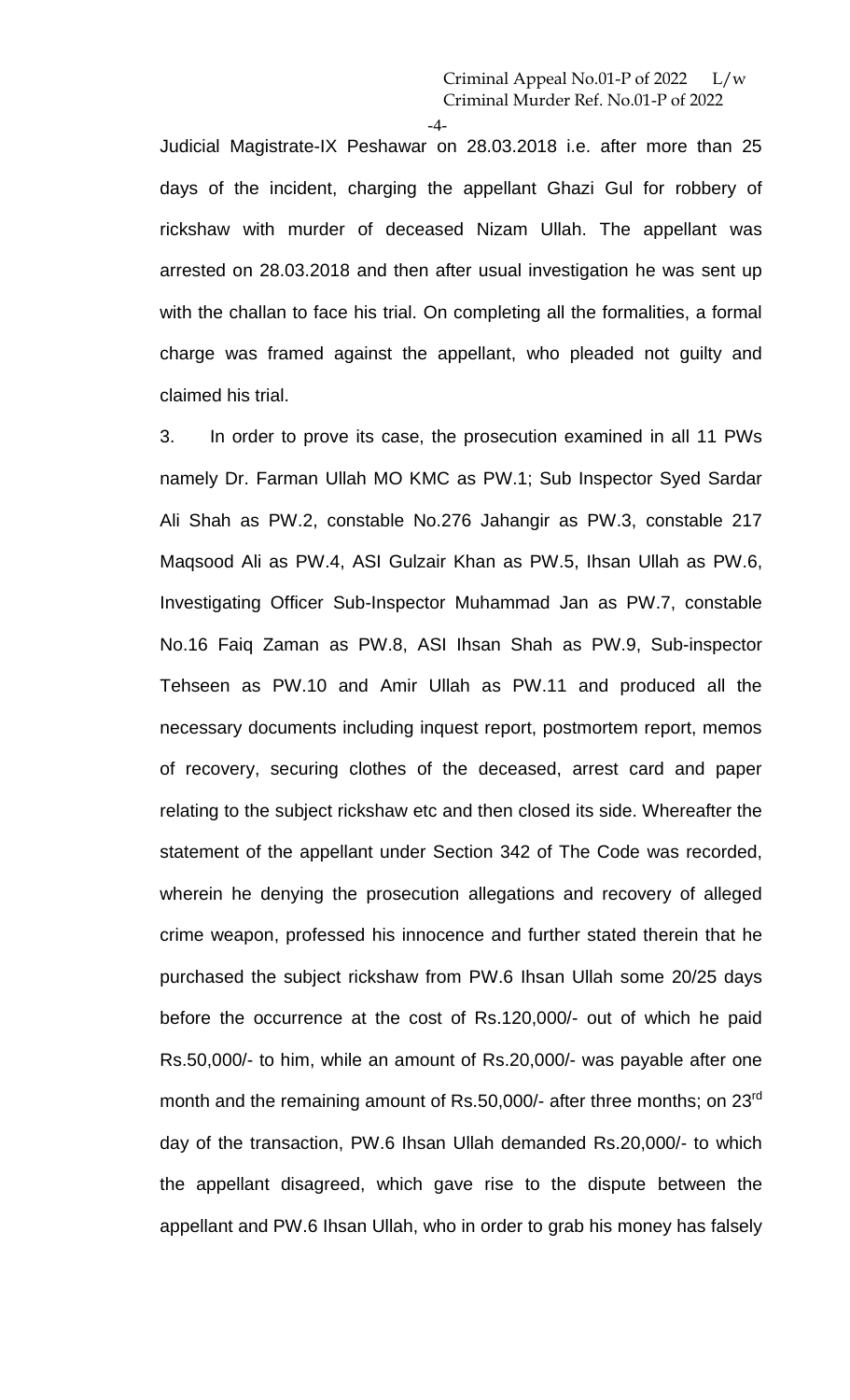Judicial Magistrate-IX Peshawar on 28.03.2018 i.e. after more than 25 days of the incident, charging the appellant Ghazi Gul for robbery of rickshaw with murder of deceased Nizam Ullah. The appellant was arrested on 28.03.2018 and then after usual investigation he was sent up with the challan to face his trial. On completing all the formalities, a formal charge was framed against the appellant, who pleaded not guilty and claimed his trial.

3. In order to prove its case, the prosecution examined in all 11 PWs namely Dr. Farman Ullah MO KMC as PW.1; Sub Inspector Syed Sardar Ali Shah as PW.2, constable No.276 Jahangir as PW.3, constable 217 Maqsood Ali as PW.4, ASI Gulzair Khan as PW.5, Ihsan Ullah as PW.6, Investigating Officer Sub-Inspector Muhammad Jan as PW.7, constable No.16 Faiq Zaman as PW.8, ASI Ihsan Shah as PW.9, Sub-inspector Tehseen as PW.10 and Amir Ullah as PW.11 and produced all the necessary documents including inquest report, postmortem report, memos of recovery, securing clothes of the deceased, arrest card and paper relating to the subject rickshaw etc and then closed its side. Whereafter the statement of the appellant under Section 342 of The Code was recorded, wherein he denying the prosecution allegations and recovery of alleged crime weapon, professed his innocence and further stated therein that he purchased the subject rickshaw from PW.6 Ihsan Ullah some 20/25 days before the occurrence at the cost of Rs.120,000/- out of which he paid Rs.50,000/- to him, while an amount of Rs.20,000/- was payable after one month and the remaining amount of Rs.50,000/- after three months; on 23rd day of the transaction, PW.6 Ihsan Ullah demanded Rs.20,000/- to which the appellant disagreed, which gave rise to the dispute between the appellant and PW.6 Ihsan Ullah, who in order to grab his money has falsely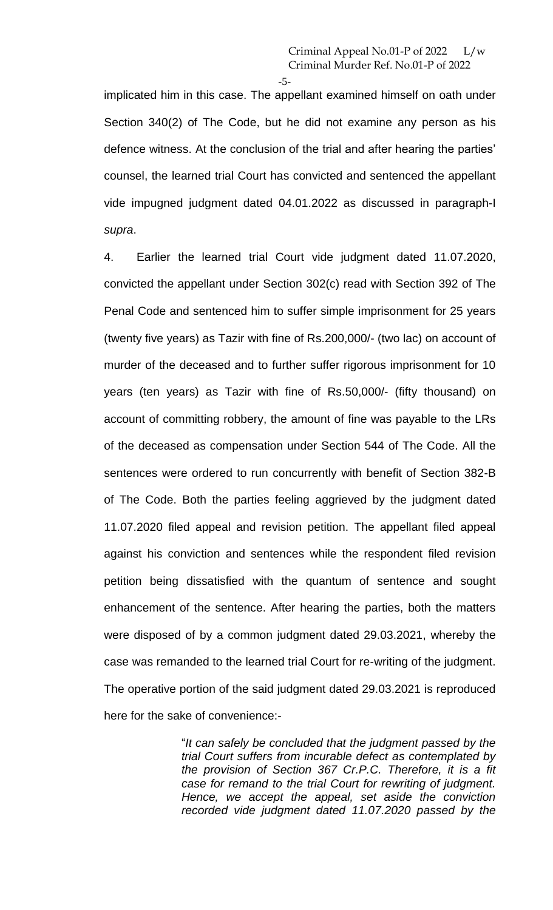implicated him in this case. The appellant examined himself on oath under Section 340(2) of The Code, but he did not examine any person as his defence witness. At the conclusion of the trial and after hearing the parties' counsel, the learned trial Court has convicted and sentenced the appellant vide impugned judgment dated 04.01.2022 as discussed in paragraph-I *supra*.

4. Earlier the learned trial Court vide judgment dated 11.07.2020, convicted the appellant under Section 302(c) read with Section 392 of The Penal Code and sentenced him to suffer simple imprisonment for 25 years (twenty five years) as Tazir with fine of Rs.200,000/- (two lac) on account of murder of the deceased and to further suffer rigorous imprisonment for 10 years (ten years) as Tazir with fine of Rs.50,000/- (fifty thousand) on account of committing robbery, the amount of fine was payable to the LRs of the deceased as compensation under Section 544 of The Code. All the sentences were ordered to run concurrently with benefit of Section 382-B of The Code. Both the parties feeling aggrieved by the judgment dated 11.07.2020 filed appeal and revision petition. The appellant filed appeal against his conviction and sentences while the respondent filed revision petition being dissatisfied with the quantum of sentence and sought enhancement of the sentence. After hearing the parties, both the matters were disposed of by a common judgment dated 29.03.2021, whereby the case was remanded to the learned trial Court for re-writing of the judgment. The operative portion of the said judgment dated 29.03.2021 is reproduced here for the sake of convenience:-

> "*It can safely be concluded that the judgment passed by the trial Court suffers from incurable defect as contemplated by the provision of Section 367 Cr.P.C. Therefore, it is a fit case for remand to the trial Court for rewriting of judgment. Hence, we accept the appeal, set aside the conviction recorded vide judgment dated 11.07.2020 passed by the*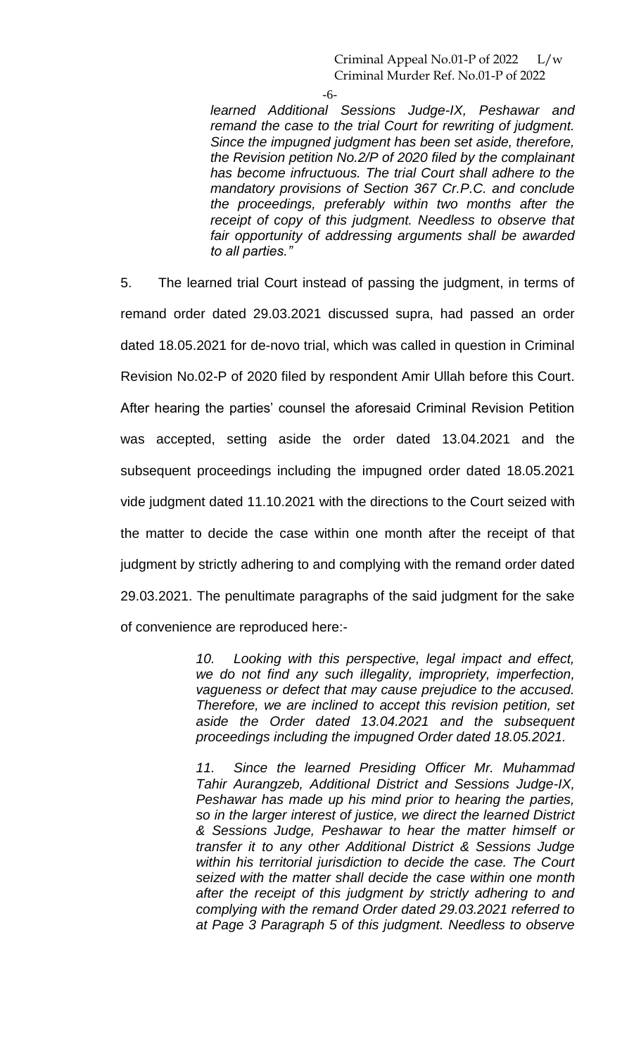*learned Additional Sessions Judge-IX, Peshawar and remand the case to the trial Court for rewriting of judgment. Since the impugned judgment has been set aside, therefore, the Revision petition No.2/P of 2020 filed by the complainant has become infructuous. The trial Court shall adhere to the mandatory provisions of Section 367 Cr.P.C. and conclude the proceedings, preferably within two months after the receipt of copy of this judgment. Needless to observe that fair opportunity of addressing arguments shall be awarded to all parties."*

5. The learned trial Court instead of passing the judgment, in terms of remand order dated 29.03.2021 discussed supra, had passed an order dated 18.05.2021 for de-novo trial, which was called in question in Criminal Revision No.02-P of 2020 filed by respondent Amir Ullah before this Court. After hearing the parties' counsel the aforesaid Criminal Revision Petition was accepted, setting aside the order dated 13.04.2021 and the subsequent proceedings including the impugned order dated 18.05.2021 vide judgment dated 11.10.2021 with the directions to the Court seized with the matter to decide the case within one month after the receipt of that judgment by strictly adhering to and complying with the remand order dated 29.03.2021. The penultimate paragraphs of the said judgment for the sake of convenience are reproduced here:-

> *10. Looking with this perspective, legal impact and effect, we do not find any such illegality, impropriety, imperfection, vagueness or defect that may cause prejudice to the accused. Therefore, we are inclined to accept this revision petition, set aside the Order dated 13.04.2021 and the subsequent proceedings including the impugned Order dated 18.05.2021.*
>
> *11. Since the learned Presiding Officer Mr. Muhammad Tahir Aurangzeb, Additional District and Sessions Judge-IX, Peshawar has made up his mind prior to hearing the parties, so in the larger interest of justice, we direct the learned District & Sessions Judge, Peshawar to hear the matter himself or transfer it to any other Additional District & Sessions Judge within his territorial jurisdiction to decide the case. The Court seized with the matter shall decide the case within one month after the receipt of this judgment by strictly adhering to and complying with the remand Order dated 29.03.2021 referred to at Page 3 Paragraph 5 of this judgment. Needless to observe*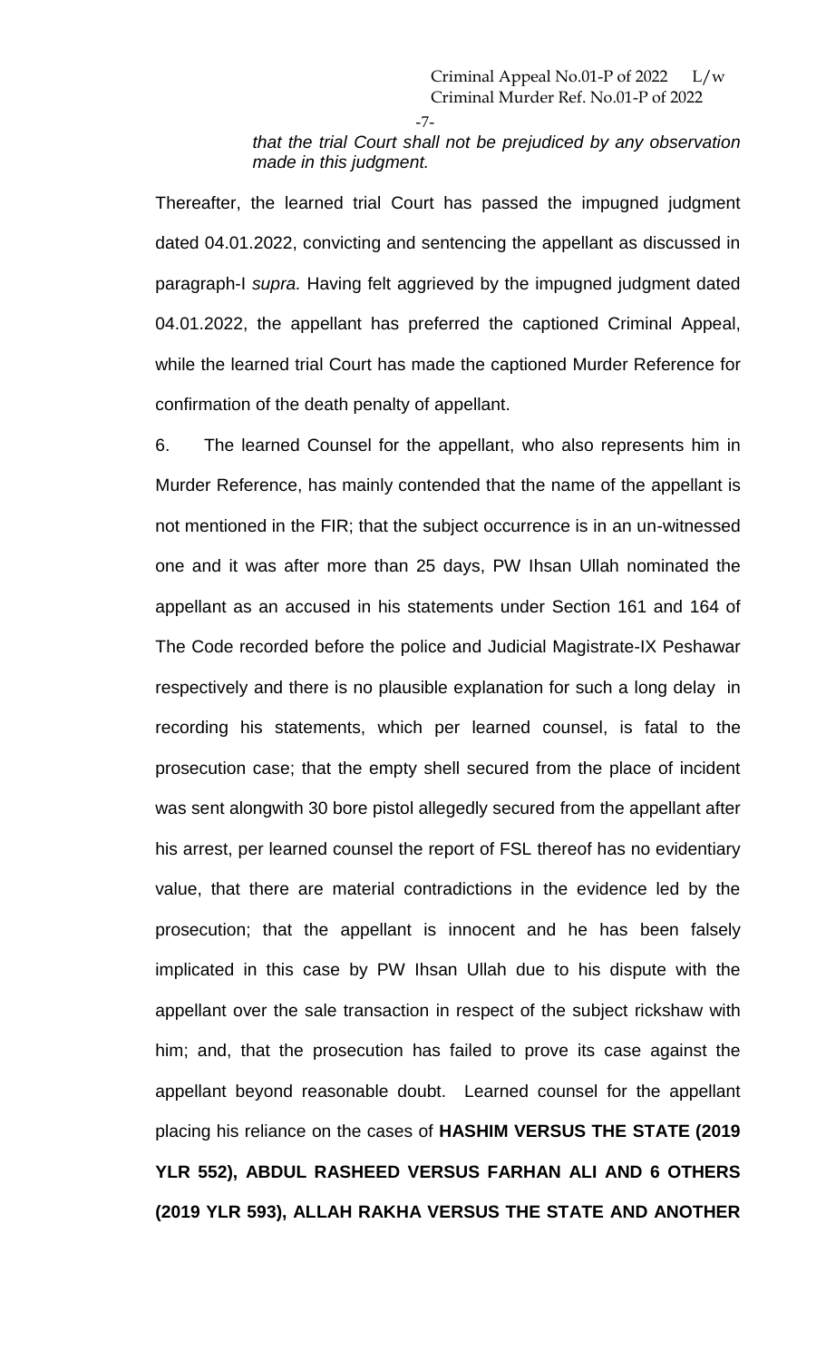*that the trial Court shall not be prejudiced by any observation made in this judgment.*

Thereafter, the learned trial Court has passed the impugned judgment dated 04.01.2022, convicting and sentencing the appellant as discussed in paragraph-I *supra.* Having felt aggrieved by the impugned judgment dated 04.01.2022, the appellant has preferred the captioned Criminal Appeal, while the learned trial Court has made the captioned Murder Reference for confirmation of the death penalty of appellant.

6. The learned Counsel for the appellant, who also represents him in Murder Reference, has mainly contended that the name of the appellant is not mentioned in the FIR; that the subject occurrence is in an un-witnessed one and it was after more than 25 days, PW Ihsan Ullah nominated the appellant as an accused in his statements under Section 161 and 164 of The Code recorded before the police and Judicial Magistrate-IX Peshawar respectively and there is no plausible explanation for such a long delay in recording his statements, which per learned counsel, is fatal to the prosecution case; that the empty shell secured from the place of incident was sent alongwith 30 bore pistol allegedly secured from the appellant after his arrest, per learned counsel the report of FSL thereof has no evidentiary value, that there are material contradictions in the evidence led by the prosecution; that the appellant is innocent and he has been falsely implicated in this case by PW Ihsan Ullah due to his dispute with the appellant over the sale transaction in respect of the subject rickshaw with him; and, that the prosecution has failed to prove its case against the appellant beyond reasonable doubt. Learned counsel for the appellant placing his reliance on the cases of **HASHIM VERSUS THE STATE (2019 YLR 552), ABDUL RASHEED VERSUS FARHAN ALI AND 6 OTHERS (2019 YLR 593), ALLAH RAKHA VERSUS THE STATE AND ANOTHER**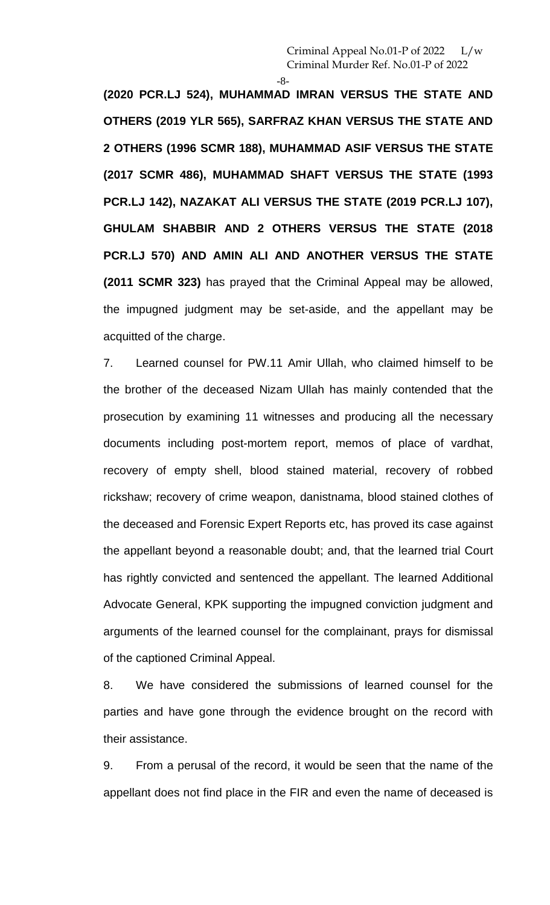**(2020 PCR.LJ 524), MUHAMMAD IMRAN VERSUS THE STATE AND OTHERS (2019 YLR 565), SARFRAZ KHAN VERSUS THE STATE AND 2 OTHERS (1996 SCMR 188), MUHAMMAD ASIF VERSUS THE STATE (2017 SCMR 486), MUHAMMAD SHAFT VERSUS THE STATE (1993 PCR.LJ 142), NAZAKAT ALI VERSUS THE STATE (2019 PCR.LJ 107), GHULAM SHABBIR AND 2 OTHERS VERSUS THE STATE (2018 PCR.LJ 570) AND AMIN ALI AND ANOTHER VERSUS THE STATE (2011 SCMR 323)** has prayed that the Criminal Appeal may be allowed, the impugned judgment may be set-aside, and the appellant may be acquitted of the charge.

7. Learned counsel for PW.11 Amir Ullah, who claimed himself to be the brother of the deceased Nizam Ullah has mainly contended that the prosecution by examining 11 witnesses and producing all the necessary documents including post-mortem report, memos of place of vardhat, recovery of empty shell, blood stained material, recovery of robbed rickshaw; recovery of crime weapon, danistnama, blood stained clothes of the deceased and Forensic Expert Reports etc, has proved its case against the appellant beyond a reasonable doubt; and, that the learned trial Court has rightly convicted and sentenced the appellant. The learned Additional Advocate General, KPK supporting the impugned conviction judgment and arguments of the learned counsel for the complainant, prays for dismissal of the captioned Criminal Appeal.

8. We have considered the submissions of learned counsel for the parties and have gone through the evidence brought on the record with their assistance.

9. From a perusal of the record, it would be seen that the name of the appellant does not find place in the FIR and even the name of deceased is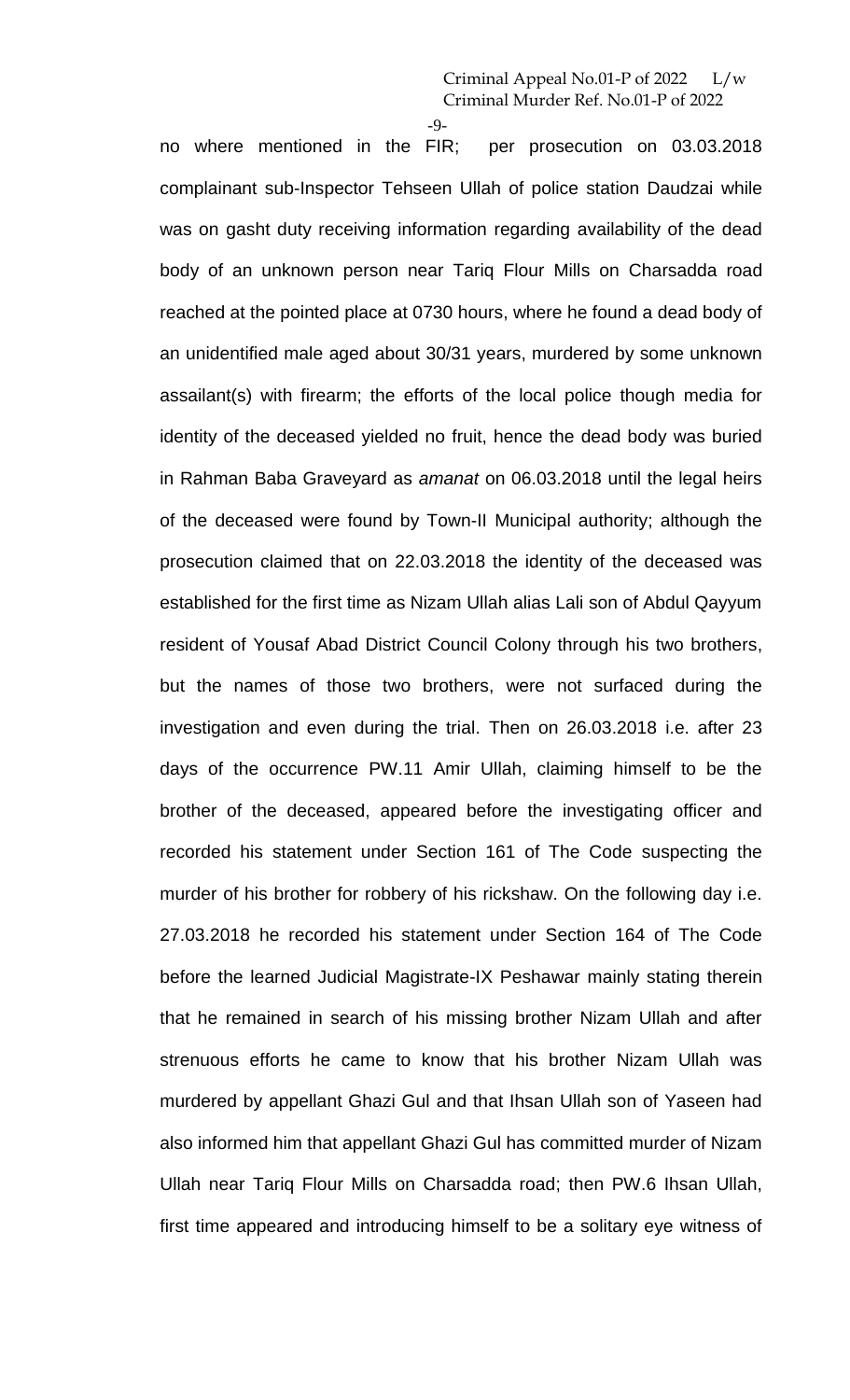no where mentioned in the FIR; per prosecution on 03.03.2018 complainant sub-Inspector Tehseen Ullah of police station Daudzai while was on gasht duty receiving information regarding availability of the dead body of an unknown person near Tariq Flour Mills on Charsadda road reached at the pointed place at 0730 hours, where he found a dead body of an unidentified male aged about 30/31 years, murdered by some unknown assailant(s) with firearm; the efforts of the local police though media for identity of the deceased yielded no fruit, hence the dead body was buried in Rahman Baba Graveyard as *amanat* on 06.03.2018 until the legal heirs of the deceased were found by Town-II Municipal authority; although the prosecution claimed that on 22.03.2018 the identity of the deceased was established for the first time as Nizam Ullah alias Lali son of Abdul Qayyum resident of Yousaf Abad District Council Colony through his two brothers, but the names of those two brothers, were not surfaced during the investigation and even during the trial. Then on 26.03.2018 i.e. after 23 days of the occurrence PW.11 Amir Ullah, claiming himself to be the brother of the deceased, appeared before the investigating officer and recorded his statement under Section 161 of The Code suspecting the murder of his brother for robbery of his rickshaw. On the following day i.e. 27.03.2018 he recorded his statement under Section 164 of The Code before the learned Judicial Magistrate-IX Peshawar mainly stating therein that he remained in search of his missing brother Nizam Ullah and after strenuous efforts he came to know that his brother Nizam Ullah was murdered by appellant Ghazi Gul and that Ihsan Ullah son of Yaseen had also informed him that appellant Ghazi Gul has committed murder of Nizam Ullah near Tariq Flour Mills on Charsadda road; then PW.6 Ihsan Ullah, first time appeared and introducing himself to be a solitary eye witness of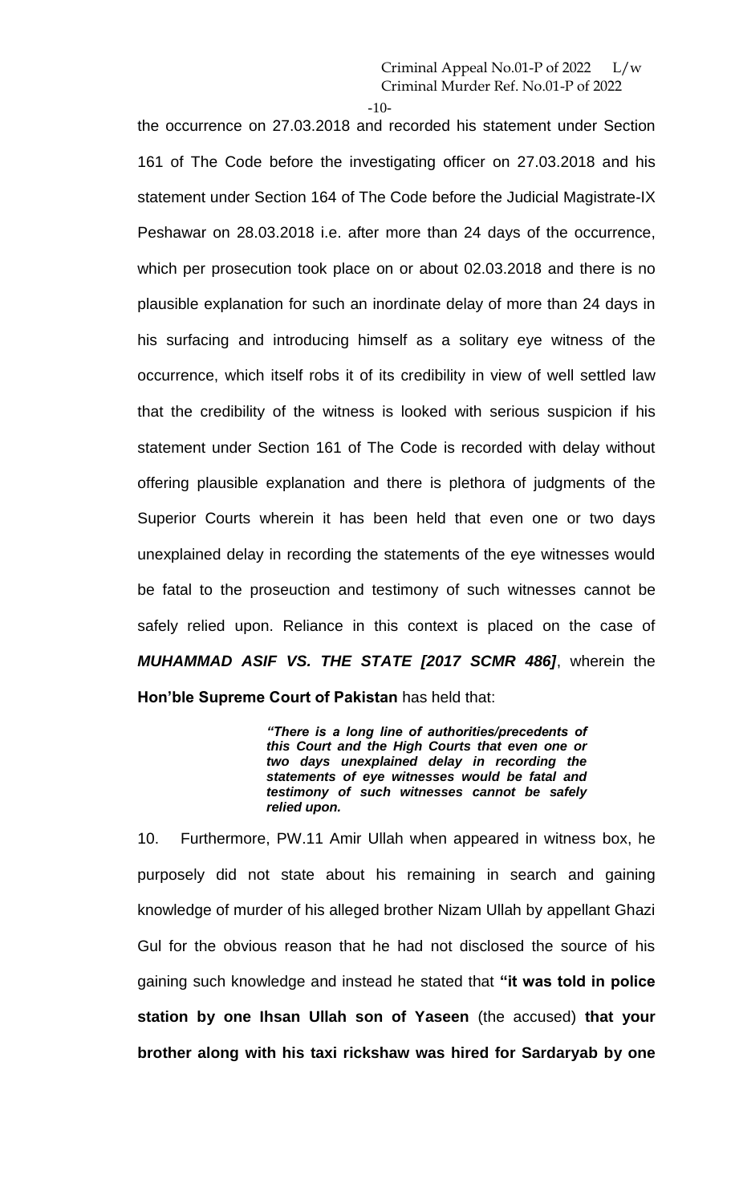the occurrence on 27.03.2018 and recorded his statement under Section 161 of The Code before the investigating officer on 27.03.2018 and his statement under Section 164 of The Code before the Judicial Magistrate-IX Peshawar on 28.03.2018 i.e. after more than 24 days of the occurrence, which per prosecution took place on or about 02.03.2018 and there is no plausible explanation for such an inordinate delay of more than 24 days in his surfacing and introducing himself as a solitary eye witness of the occurrence, which itself robs it of its credibility in view of well settled law that the credibility of the witness is looked with serious suspicion if his statement under Section 161 of The Code is recorded with delay without offering plausible explanation and there is plethora of judgments of the Superior Courts wherein it has been held that even one or two days unexplained delay in recording the statements of the eye witnesses would be fatal to the proseuction and testimony of such witnesses cannot be safely relied upon. Reliance in this context is placed on the case of ***MUHAMMAD ASIF VS. THE STATE [2017 SCMR 486]***, wherein the **Hon'ble Supreme Court of Pakistan** has held that:

> ***"There is a long line of authorities/precedents of this Court and the High Courts that even one or two days unexplained delay in recording the statements of eye witnesses would be fatal and testimony of such witnesses cannot be safely relied upon.***

10. Furthermore, PW.11 Amir Ullah when appeared in witness box, he purposely did not state about his remaining in search and gaining knowledge of murder of his alleged brother Nizam Ullah by appellant Ghazi Gul for the obvious reason that he had not disclosed the source of his gaining such knowledge and instead he stated that **"it was told in police station by one Ihsan Ullah son of Yaseen** (the accused) **that your brother along with his taxi rickshaw was hired for Sardaryab by one**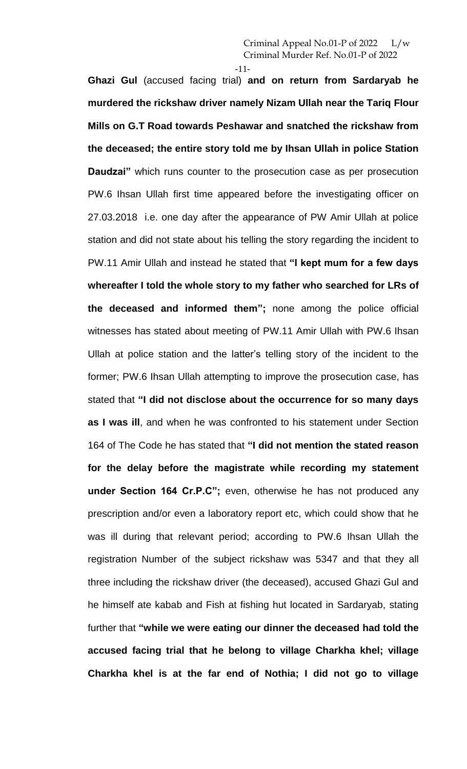**Ghazi Gul** (accused facing trial) **and on return from Sardaryab he murdered the rickshaw driver namely Nizam Ullah near the Tariq Flour Mills on G.T Road towards Peshawar and snatched the rickshaw from the deceased; the entire story told me by Ihsan Ullah in police Station Daudzai"** which runs counter to the prosecution case as per prosecution PW.6 Ihsan Ullah first time appeared before the investigating officer on 27.03.2018 i.e. one day after the appearance of PW Amir Ullah at police station and did not state about his telling the story regarding the incident to PW.11 Amir Ullah and instead he stated that **"I kept mum for a few days whereafter I told the whole story to my father who searched for LRs of the deceased and informed them";** none among the police official witnesses has stated about meeting of PW.11 Amir Ullah with PW.6 Ihsan Ullah at police station and the latter's telling story of the incident to the former; PW.6 Ihsan Ullah attempting to improve the prosecution case, has stated that **"I did not disclose about the occurrence for so many days as I was ill**, and when he was confronted to his statement under Section 164 of The Code he has stated that **"I did not mention the stated reason for the delay before the magistrate while recording my statement under Section 164 Cr.P.C";** even, otherwise he has not produced any prescription and/or even a laboratory report etc, which could show that he was ill during that relevant period; according to PW.6 Ihsan Ullah the registration Number of the subject rickshaw was 5347 and that they all three including the rickshaw driver (the deceased), accused Ghazi Gul and he himself ate kabab and Fish at fishing hut located in Sardaryab, stating further that **"while we were eating our dinner the deceased had told the accused facing trial that he belong to village Charkha khel; village Charkha khel is at the far end of Nothia; I did not go to village**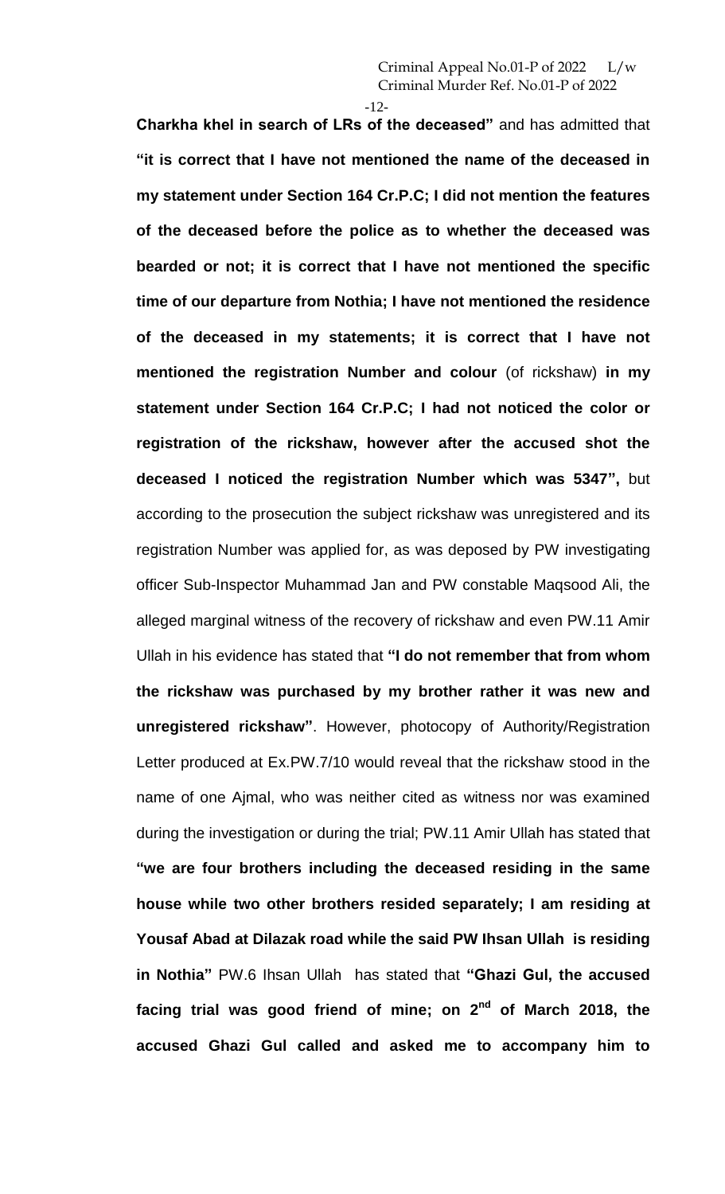**Charkha khel in search of LRs of the deceased"** and has admitted that **"it is correct that I have not mentioned the name of the deceased in my statement under Section 164 Cr.P.C; I did not mention the features of the deceased before the police as to whether the deceased was bearded or not; it is correct that I have not mentioned the specific time of our departure from Nothia; I have not mentioned the residence of the deceased in my statements; it is correct that I have not mentioned the registration Number and colour** (of rickshaw) **in my statement under Section 164 Cr.P.C; I had not noticed the color or registration of the rickshaw, however after the accused shot the deceased I noticed the registration Number which was 5347",** but according to the prosecution the subject rickshaw was unregistered and its registration Number was applied for, as was deposed by PW investigating officer Sub-Inspector Muhammad Jan and PW constable Maqsood Ali, the alleged marginal witness of the recovery of rickshaw and even PW.11 Amir Ullah in his evidence has stated that **"I do not remember that from whom the rickshaw was purchased by my brother rather it was new and unregistered rickshaw"**. However, photocopy of Authority/Registration Letter produced at Ex.PW.7/10 would reveal that the rickshaw stood in the name of one Ajmal, who was neither cited as witness nor was examined during the investigation or during the trial; PW.11 Amir Ullah has stated that **"we are four brothers including the deceased residing in the same house while two other brothers resided separately; I am residing at Yousaf Abad at Dilazak road while the said PW Ihsan Ullah is residing in Nothia"** PW.6 Ihsan Ullah has stated that **"Ghazi Gul, the accused facing trial was good friend of mine; on 2nd of March 2018, the accused Ghazi Gul called and asked me to accompany him to**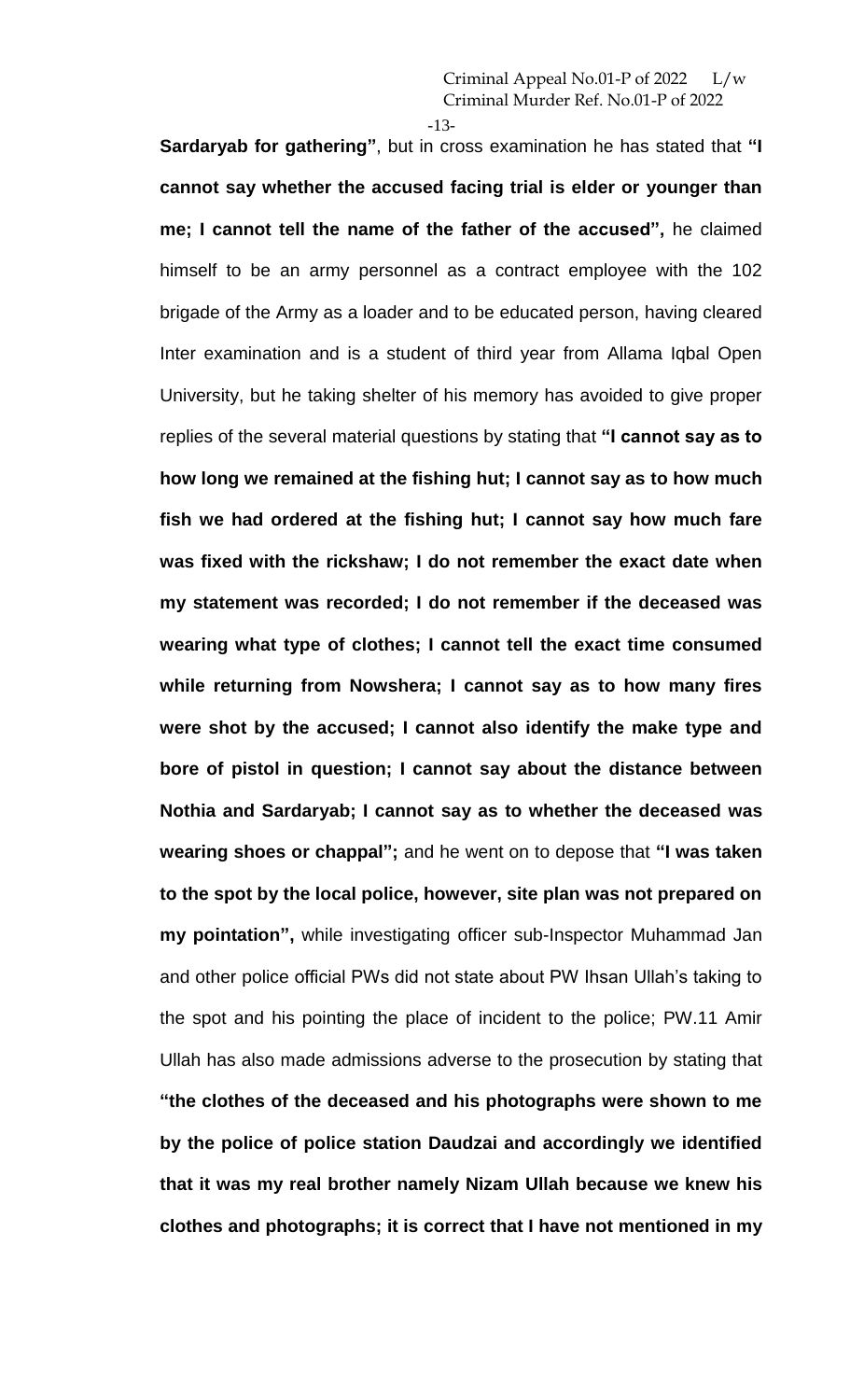**Sardaryab for gathering"**, but in cross examination he has stated that **"I cannot say whether the accused facing trial is elder or younger than me; I cannot tell the name of the father of the accused",** he claimed himself to be an army personnel as a contract employee with the 102 brigade of the Army as a loader and to be educated person, having cleared Inter examination and is a student of third year from Allama Iqbal Open University, but he taking shelter of his memory has avoided to give proper replies of the several material questions by stating that **"I cannot say as to how long we remained at the fishing hut; I cannot say as to how much fish we had ordered at the fishing hut; I cannot say how much fare was fixed with the rickshaw; I do not remember the exact date when my statement was recorded; I do not remember if the deceased was wearing what type of clothes; I cannot tell the exact time consumed while returning from Nowshera; I cannot say as to how many fires were shot by the accused; I cannot also identify the make type and bore of pistol in question; I cannot say about the distance between Nothia and Sardaryab; I cannot say as to whether the deceased was wearing shoes or chappal";** and he went on to depose that **"I was taken to the spot by the local police, however, site plan was not prepared on my pointation",** while investigating officer sub-Inspector Muhammad Jan and other police official PWs did not state about PW Ihsan Ullah's taking to the spot and his pointing the place of incident to the police; PW.11 Amir Ullah has also made admissions adverse to the prosecution by stating that **"the clothes of the deceased and his photographs were shown to me by the police of police station Daudzai and accordingly we identified that it was my real brother namely Nizam Ullah because we knew his clothes and photographs; it is correct that I have not mentioned in my**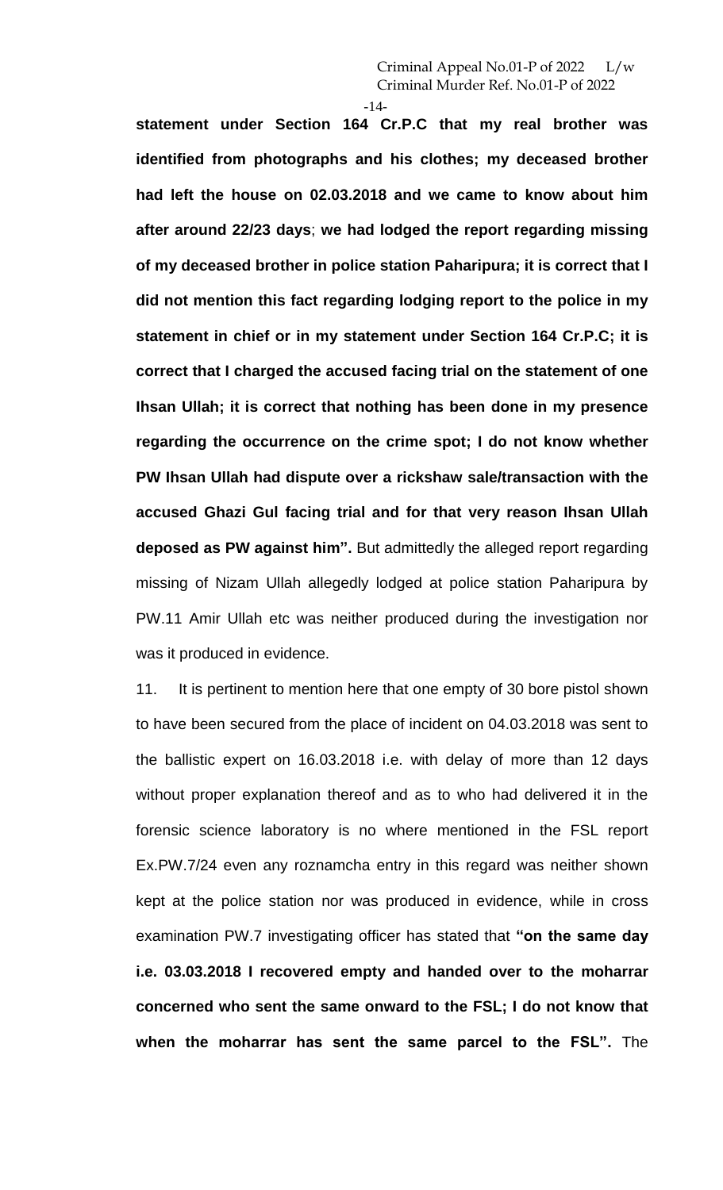**statement under Section 164 Cr.P.C that my real brother was identified from photographs and his clothes; my deceased brother had left the house on 02.03.2018 and we came to know about him after around 22/23 days**; **we had lodged the report regarding missing of my deceased brother in police station Paharipura; it is correct that I did not mention this fact regarding lodging report to the police in my statement in chief or in my statement under Section 164 Cr.P.C; it is correct that I charged the accused facing trial on the statement of one Ihsan Ullah; it is correct that nothing has been done in my presence regarding the occurrence on the crime spot; I do not know whether PW Ihsan Ullah had dispute over a rickshaw sale/transaction with the accused Ghazi Gul facing trial and for that very reason Ihsan Ullah deposed as PW against him".** But admittedly the alleged report regarding missing of Nizam Ullah allegedly lodged at police station Paharipura by PW.11 Amir Ullah etc was neither produced during the investigation nor was it produced in evidence.

11. It is pertinent to mention here that one empty of 30 bore pistol shown to have been secured from the place of incident on 04.03.2018 was sent to the ballistic expert on 16.03.2018 i.e. with delay of more than 12 days without proper explanation thereof and as to who had delivered it in the forensic science laboratory is no where mentioned in the FSL report Ex.PW.7/24 even any roznamcha entry in this regard was neither shown kept at the police station nor was produced in evidence, while in cross examination PW.7 investigating officer has stated that **"on the same day i.e. 03.03.2018 I recovered empty and handed over to the moharrar concerned who sent the same onward to the FSL; I do not know that when the moharrar has sent the same parcel to the FSL".** The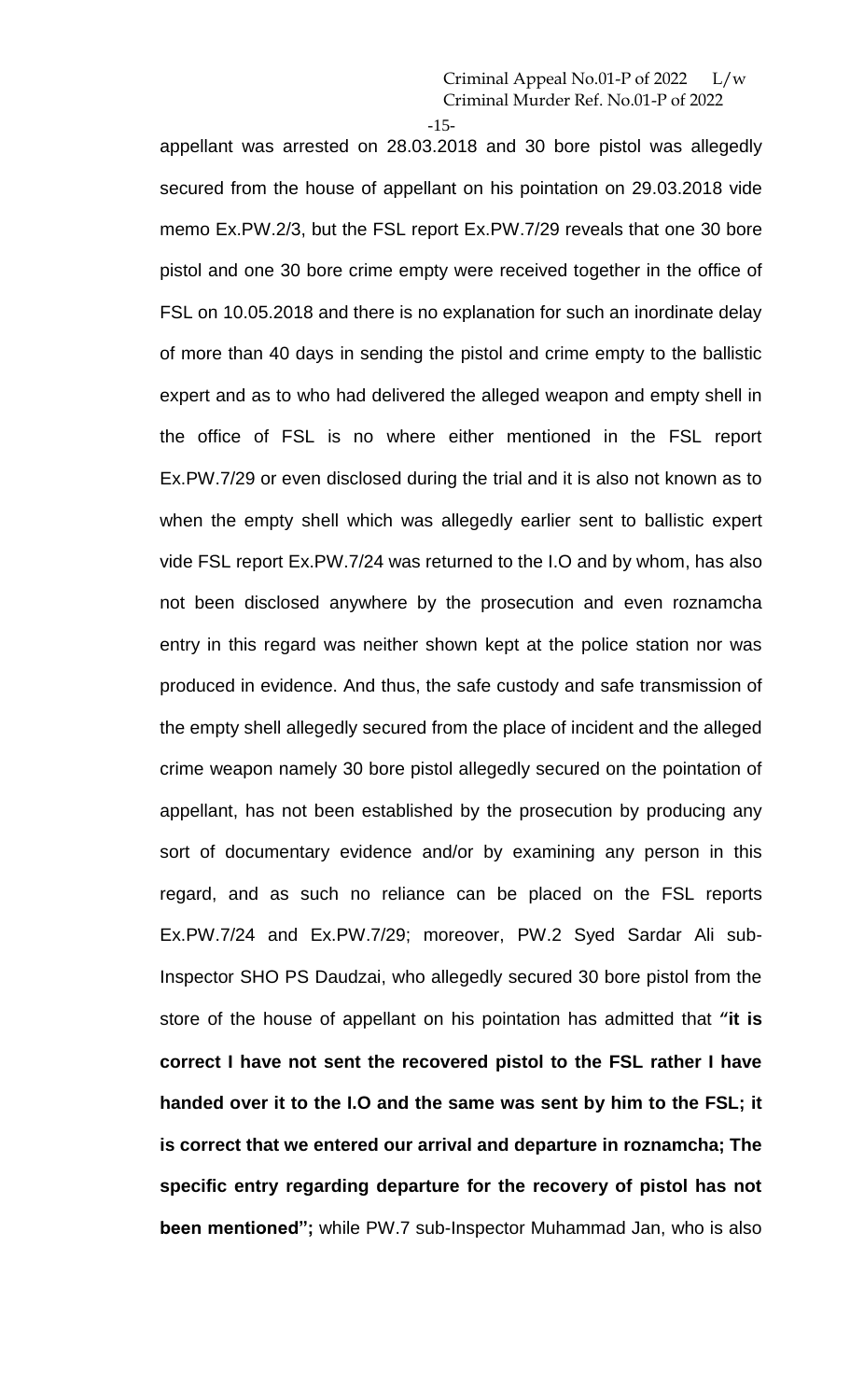appellant was arrested on 28.03.2018 and 30 bore pistol was allegedly secured from the house of appellant on his pointation on 29.03.2018 vide memo Ex.PW.2/3, but the FSL report Ex.PW.7/29 reveals that one 30 bore pistol and one 30 bore crime empty were received together in the office of FSL on 10.05.2018 and there is no explanation for such an inordinate delay of more than 40 days in sending the pistol and crime empty to the ballistic expert and as to who had delivered the alleged weapon and empty shell in the office of FSL is no where either mentioned in the FSL report Ex.PW.7/29 or even disclosed during the trial and it is also not known as to when the empty shell which was allegedly earlier sent to ballistic expert vide FSL report Ex.PW.7/24 was returned to the I.O and by whom, has also not been disclosed anywhere by the prosecution and even roznamcha entry in this regard was neither shown kept at the police station nor was produced in evidence. And thus, the safe custody and safe transmission of the empty shell allegedly secured from the place of incident and the alleged crime weapon namely 30 bore pistol allegedly secured on the pointation of appellant, has not been established by the prosecution by producing any sort of documentary evidence and/or by examining any person in this regard, and as such no reliance can be placed on the FSL reports Ex.PW.7/24 and Ex.PW.7/29; moreover, PW.2 Syed Sardar Ali sub-Inspector SHO PS Daudzai, who allegedly secured 30 bore pistol from the store of the house of appellant on his pointation has admitted that **"it is correct I have not sent the recovered pistol to the FSL rather I have handed over it to the I.O and the same was sent by him to the FSL; it is correct that we entered our arrival and departure in roznamcha; The specific entry regarding departure for the recovery of pistol has not been mentioned";** while PW.7 sub-Inspector Muhammad Jan, who is also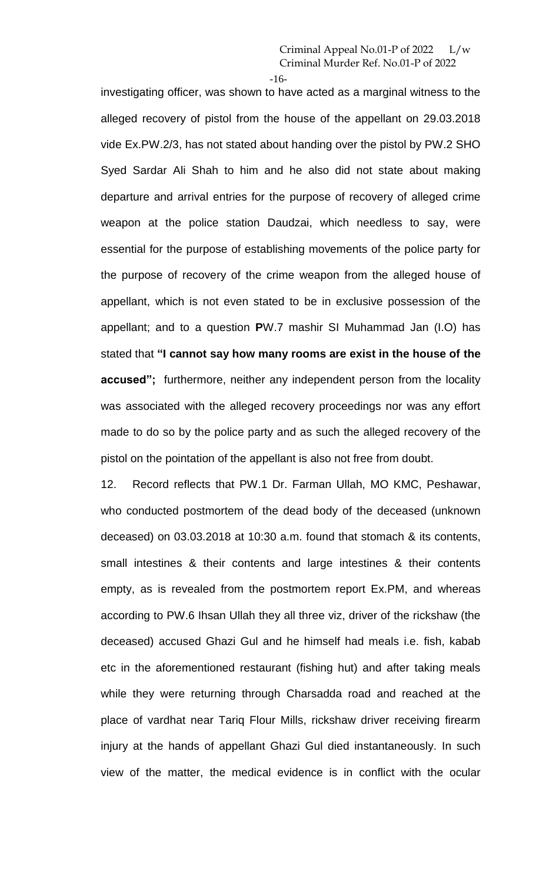investigating officer, was shown to have acted as a marginal witness to the alleged recovery of pistol from the house of the appellant on 29.03.2018 vide Ex.PW.2/3, has not stated about handing over the pistol by PW.2 SHO Syed Sardar Ali Shah to him and he also did not state about making departure and arrival entries for the purpose of recovery of alleged crime weapon at the police station Daudzai, which needless to say, were essential for the purpose of establishing movements of the police party for the purpose of recovery of the crime weapon from the alleged house of appellant, which is not even stated to be in exclusive possession of the appellant; and to a question **P**W.7 mashir SI Muhammad Jan (I.O) has stated that **"I cannot say how many rooms are exist in the house of the accused";** furthermore, neither any independent person from the locality was associated with the alleged recovery proceedings nor was any effort made to do so by the police party and as such the alleged recovery of the pistol on the pointation of the appellant is also not free from doubt.

12. Record reflects that PW.1 Dr. Farman Ullah, MO KMC, Peshawar, who conducted postmortem of the dead body of the deceased (unknown deceased) on 03.03.2018 at 10:30 a.m. found that stomach & its contents, small intestines & their contents and large intestines & their contents empty, as is revealed from the postmortem report Ex.PM, and whereas according to PW.6 Ihsan Ullah they all three viz, driver of the rickshaw (the deceased) accused Ghazi Gul and he himself had meals i.e. fish, kabab etc in the aforementioned restaurant (fishing hut) and after taking meals while they were returning through Charsadda road and reached at the place of vardhat near Tariq Flour Mills, rickshaw driver receiving firearm injury at the hands of appellant Ghazi Gul died instantaneously. In such view of the matter, the medical evidence is in conflict with the ocular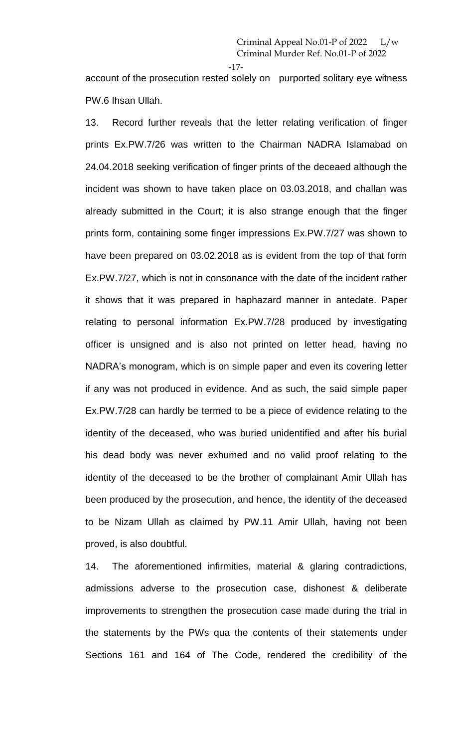account of the prosecution rested solely on purported solitary eye witness PW.6 Ihsan Ullah.

13. Record further reveals that the letter relating verification of finger prints Ex.PW.7/26 was written to the Chairman NADRA Islamabad on 24.04.2018 seeking verification of finger prints of the deceaed although the incident was shown to have taken place on 03.03.2018, and challan was already submitted in the Court; it is also strange enough that the finger prints form, containing some finger impressions Ex.PW.7/27 was shown to have been prepared on 03.02.2018 as is evident from the top of that form Ex.PW.7/27, which is not in consonance with the date of the incident rather it shows that it was prepared in haphazard manner in antedate. Paper relating to personal information Ex.PW.7/28 produced by investigating officer is unsigned and is also not printed on letter head, having no NADRA's monogram, which is on simple paper and even its covering letter if any was not produced in evidence. And as such, the said simple paper Ex.PW.7/28 can hardly be termed to be a piece of evidence relating to the identity of the deceased, who was buried unidentified and after his burial his dead body was never exhumed and no valid proof relating to the identity of the deceased to be the brother of complainant Amir Ullah has been produced by the prosecution, and hence, the identity of the deceased to be Nizam Ullah as claimed by PW.11 Amir Ullah, having not been proved, is also doubtful.

14. The aforementioned infirmities, material & glaring contradictions, admissions adverse to the prosecution case, dishonest & deliberate improvements to strengthen the prosecution case made during the trial in the statements by the PWs qua the contents of their statements under Sections 161 and 164 of The Code, rendered the credibility of the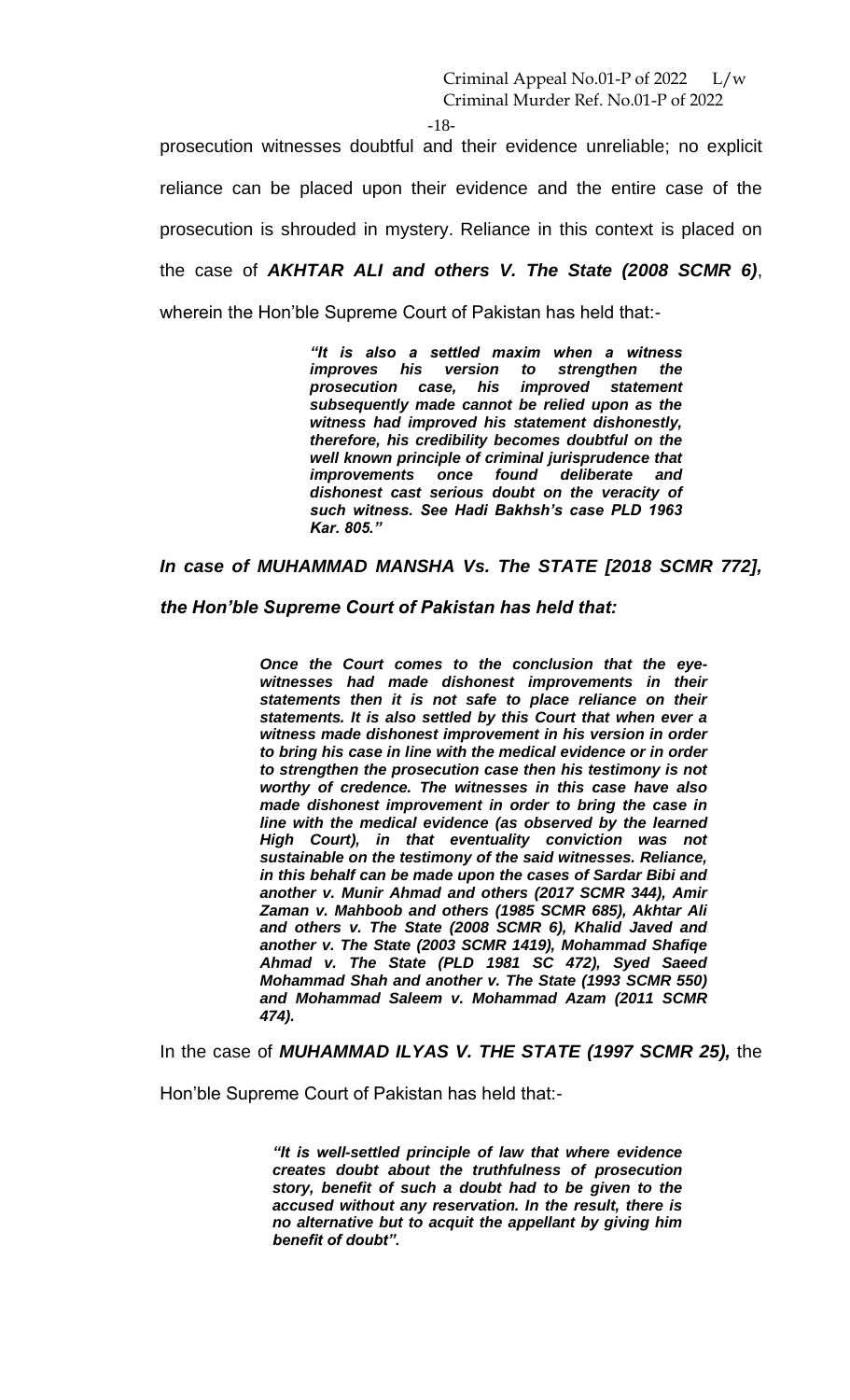prosecution witnesses doubtful and their evidence unreliable; no explicit reliance can be placed upon their evidence and the entire case of the prosecution is shrouded in mystery. Reliance in this context is placed on the case of ***AKHTAR ALI and others V. The State (2008 SCMR 6)***, wherein the Hon'ble Supreme Court of Pakistan has held that:-

> ***"It is also a settled maxim when a witness improves his version to strengthen the prosecution case, his improved statement subsequently made cannot be relied upon as the witness had improved his statement dishonestly, therefore, his credibility becomes doubtful on the well known principle of criminal jurisprudence that improvements once found deliberate and dishonest cast serious doubt on the veracity of such witness. See Hadi Bakhsh's case PLD 1963 Kar. 805."***

***In case of MUHAMMAD MANSHA Vs. The STATE [2018 SCMR 772], the Hon'ble Supreme Court of Pakistan has held that:***

> ***Once the Court comes to the conclusion that the eye-witnesses had made dishonest improvements in their statements then it is not safe to place reliance on their statements. It is also settled by this Court that when ever a witness made dishonest improvement in his version in order to bring his case in line with the medical evidence or in order to strengthen the prosecution case then his testimony is not worthy of credence. The witnesses in this case have also made dishonest improvement in order to bring the case in line with the medical evidence (as observed by the learned High Court), in that eventuality conviction was not sustainable on the testimony of the said witnesses. Reliance, in this behalf can be made upon the cases of Sardar Bibi and another v. Munir Ahmad and others (2017 SCMR 344), Amir Zaman v. Mahboob and others (1985 SCMR 685), Akhtar Ali and others v. The State (2008 SCMR 6), Khalid Javed and another v. The State (2003 SCMR 1419), Mohammad Shafiqe Ahmad v. The State (PLD 1981 SC 472), Syed Saeed Mohammad Shah and another v. The State (1993 SCMR 550) and Mohammad Saleem v. Mohammad Azam (2011 SCMR 474).***

In the case of ***MUHAMMAD ILYAS V. THE STATE (1997 SCMR 25),*** the Hon'ble Supreme Court of Pakistan has held that:-

> ***"It is well-settled principle of law that where evidence creates doubt about the truthfulness of prosecution story, benefit of such a doubt had to be given to the accused without any reservation. In the result, there is no alternative but to acquit the appellant by giving him benefit of doubt".***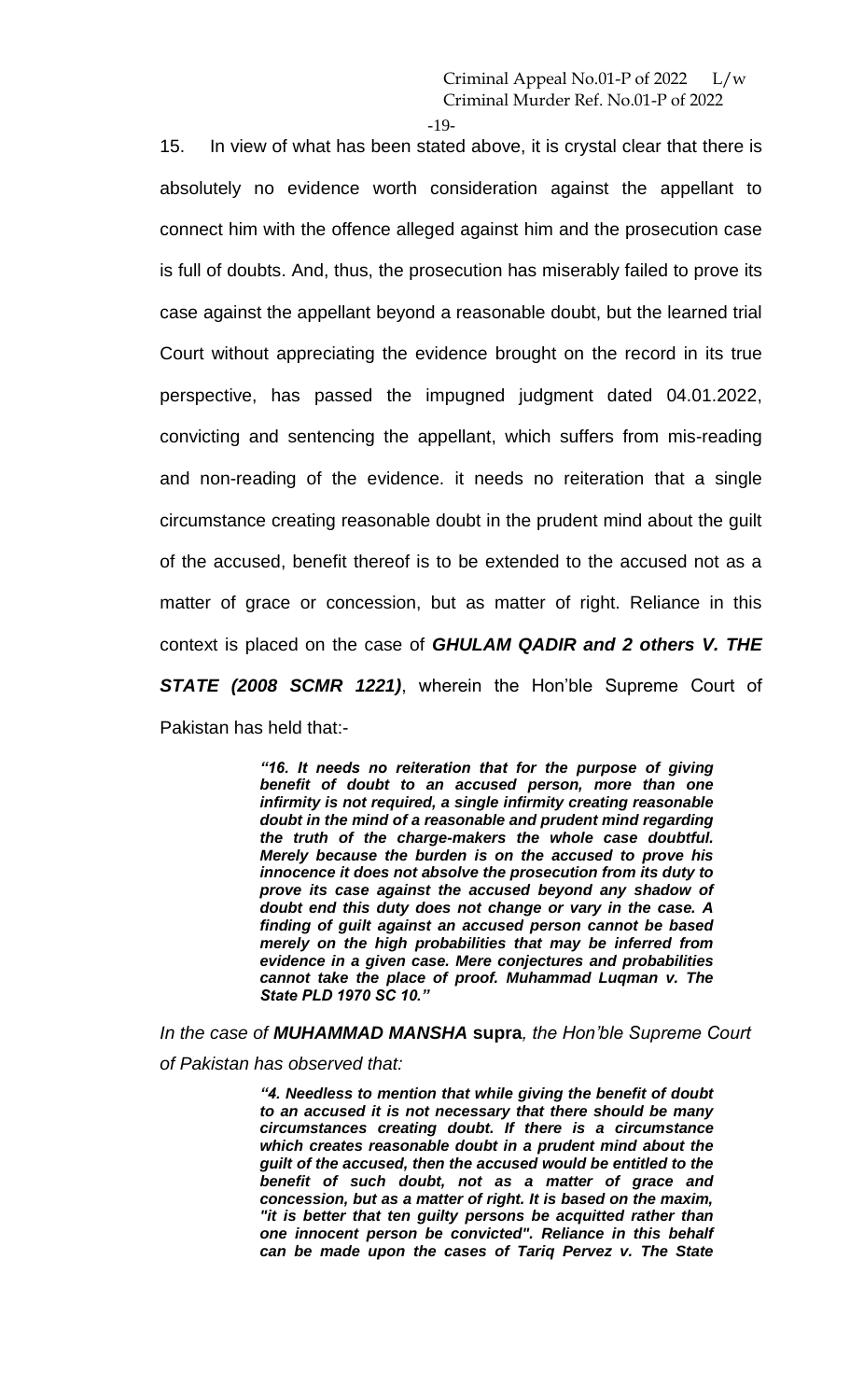15. In view of what has been stated above, it is crystal clear that there is absolutely no evidence worth consideration against the appellant to connect him with the offence alleged against him and the prosecution case is full of doubts. And, thus, the prosecution has miserably failed to prove its case against the appellant beyond a reasonable doubt, but the learned trial Court without appreciating the evidence brought on the record in its true perspective, has passed the impugned judgment dated 04.01.2022, convicting and sentencing the appellant, which suffers from mis-reading and non-reading of the evidence. it needs no reiteration that a single circumstance creating reasonable doubt in the prudent mind about the guilt of the accused, benefit thereof is to be extended to the accused not as a matter of grace or concession, but as matter of right. Reliance in this context is placed on the case of ***GHULAM QADIR and 2 others V. THE STATE (2008 SCMR 1221)***, wherein the Hon'ble Supreme Court of Pakistan has held that:-

> ***"16. It needs no reiteration that for the purpose of giving benefit of doubt to an accused person, more than one infirmity is not required, a single infirmity creating reasonable doubt in the mind of a reasonable and prudent mind regarding the truth of the charge-makers the whole case doubtful. Merely because the burden is on the accused to prove his innocence it does not absolve the prosecution from its duty to prove its case against the accused beyond any shadow of doubt end this duty does not change or vary in the case. A finding of guilt against an accused person cannot be based merely on the high probabilities that may be inferred from evidence in a given case. Mere conjectures and probabilities cannot take the place of proof. Muhammad Luqman v. The State PLD 1970 SC 10."***

*In the case of* ***MUHAMMAD MANSHA supra****, the Hon'ble Supreme Court of Pakistan has observed that:*

> ***"4. Needless to mention that while giving the benefit of doubt to an accused it is not necessary that there should be many circumstances creating doubt. If there is a circumstance which creates reasonable doubt in a prudent mind about the guilt of the accused, then the accused would be entitled to the benefit of such doubt, not as a matter of grace and concession, but as a matter of right. It is based on the maxim, "it is better that ten guilty persons be acquitted rather than one innocent person be convicted". Reliance in this behalf can be made upon the cases of Tariq Pervez v. The State***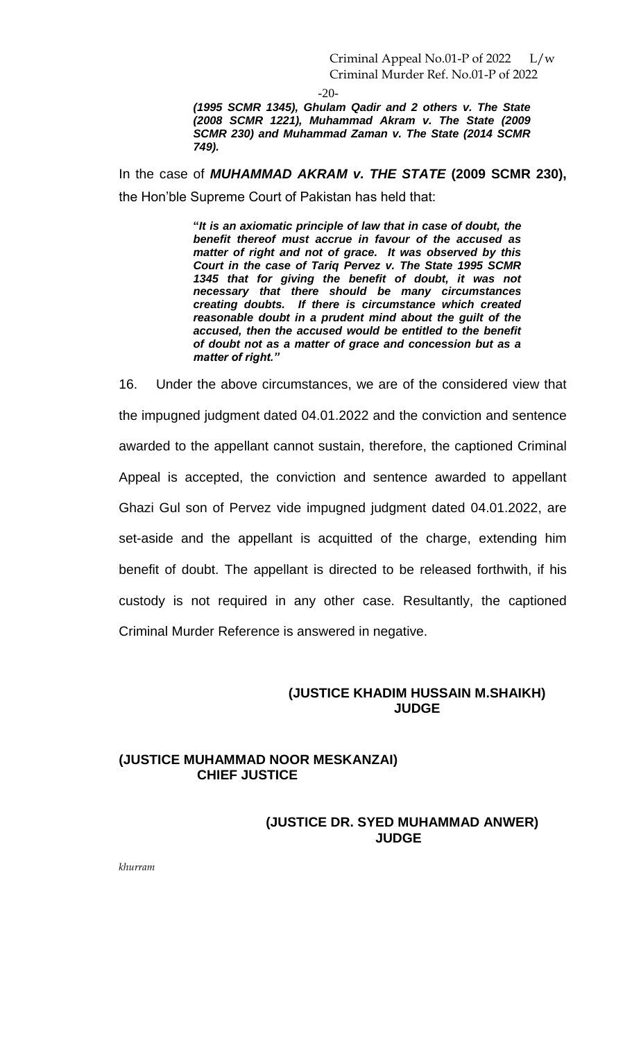***(1995 SCMR 1345), Ghulam Qadir and 2 others v. The State (2008 SCMR 1221), Muhammad Akram v. The State (2009 SCMR 230) and Muhammad Zaman v. The State (2014 SCMR 749).***

In the case of ***MUHAMMAD AKRAM v. THE STATE*** **(2009 SCMR 230),** the Hon'ble Supreme Court of Pakistan has held that:

> **"*It is an axiomatic principle of law that in case of doubt, the benefit thereof must accrue in favour of the accused as matter of right and not of grace. It was observed by this Court in the case of Tariq Pervez v. The State 1995 SCMR 1345 that for giving the benefit of doubt, it was not necessary that there should be many circumstances creating doubts. If there is circumstance which created reasonable doubt in a prudent mind about the guilt of the accused, then the accused would be entitled to the benefit of doubt not as a matter of grace and concession but as a matter of right."***

16. Under the above circumstances, we are of the considered view that the impugned judgment dated 04.01.2022 and the conviction and sentence awarded to the appellant cannot sustain, therefore, the captioned Criminal Appeal is accepted, the conviction and sentence awarded to appellant Ghazi Gul son of Pervez vide impugned judgment dated 04.01.2022, are set-aside and the appellant is acquitted of the charge, extending him benefit of doubt. The appellant is directed to be released forthwith, if his custody is not required in any other case. Resultantly, the captioned Criminal Murder Reference is answered in negative.

**(JUSTICE KHADIM HUSSAIN M.SHAIKH)**
**JUDGE**

**(JUSTICE MUHAMMAD NOOR MESKANZAI)**
**CHIEF JUSTICE**

**(JUSTICE DR. SYED MUHAMMAD ANWER)**
**JUDGE**

*khurram*